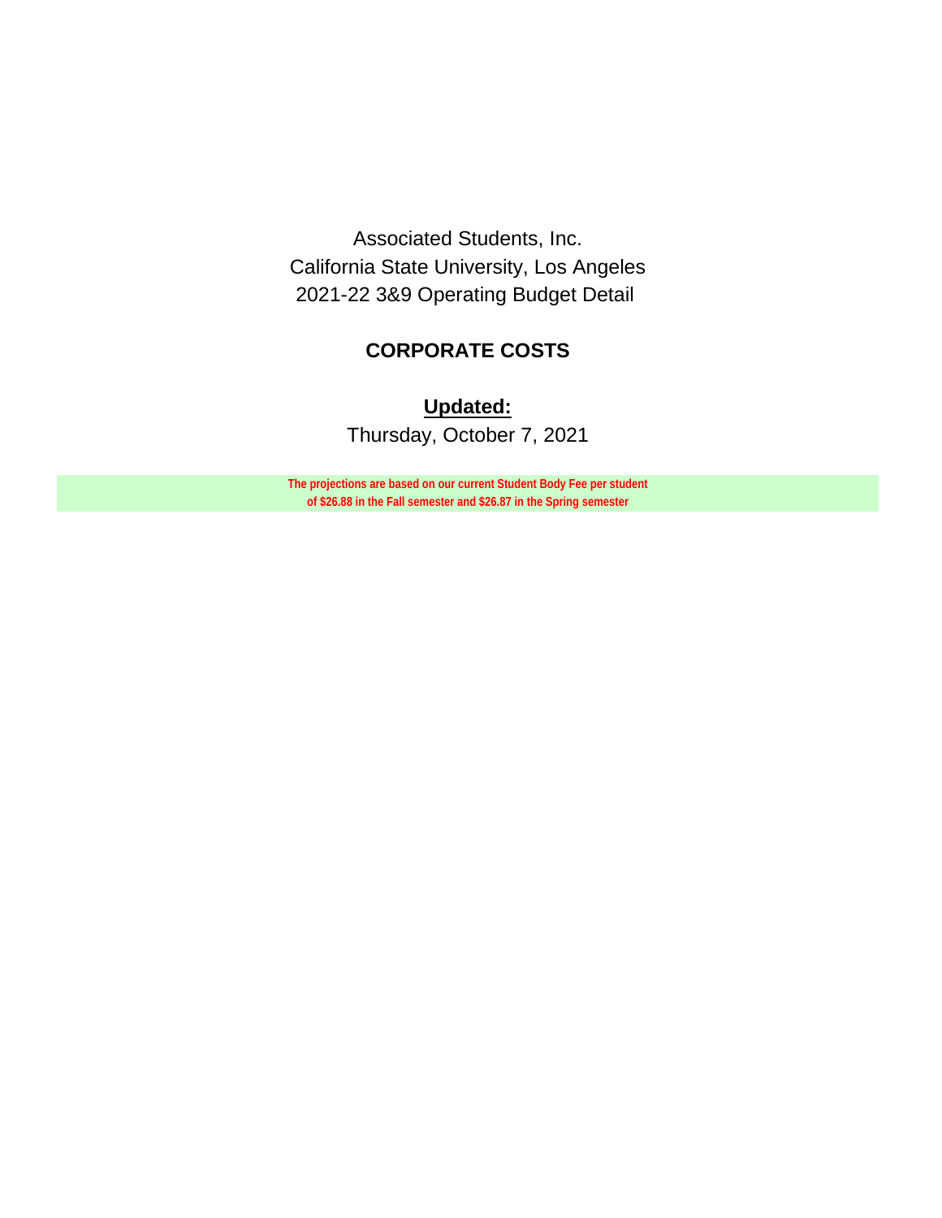Associated Students, Inc.

California State University, Los Angeles

2021-22 3&9 Operating Budget Detail

## CORPORATE COSTS

**Updated:**

Thursday, October 7, 2021

**The projections are based on our current Student Body Fee per student of $26.88 in the Fall semester and $26.87 in the Spring semester**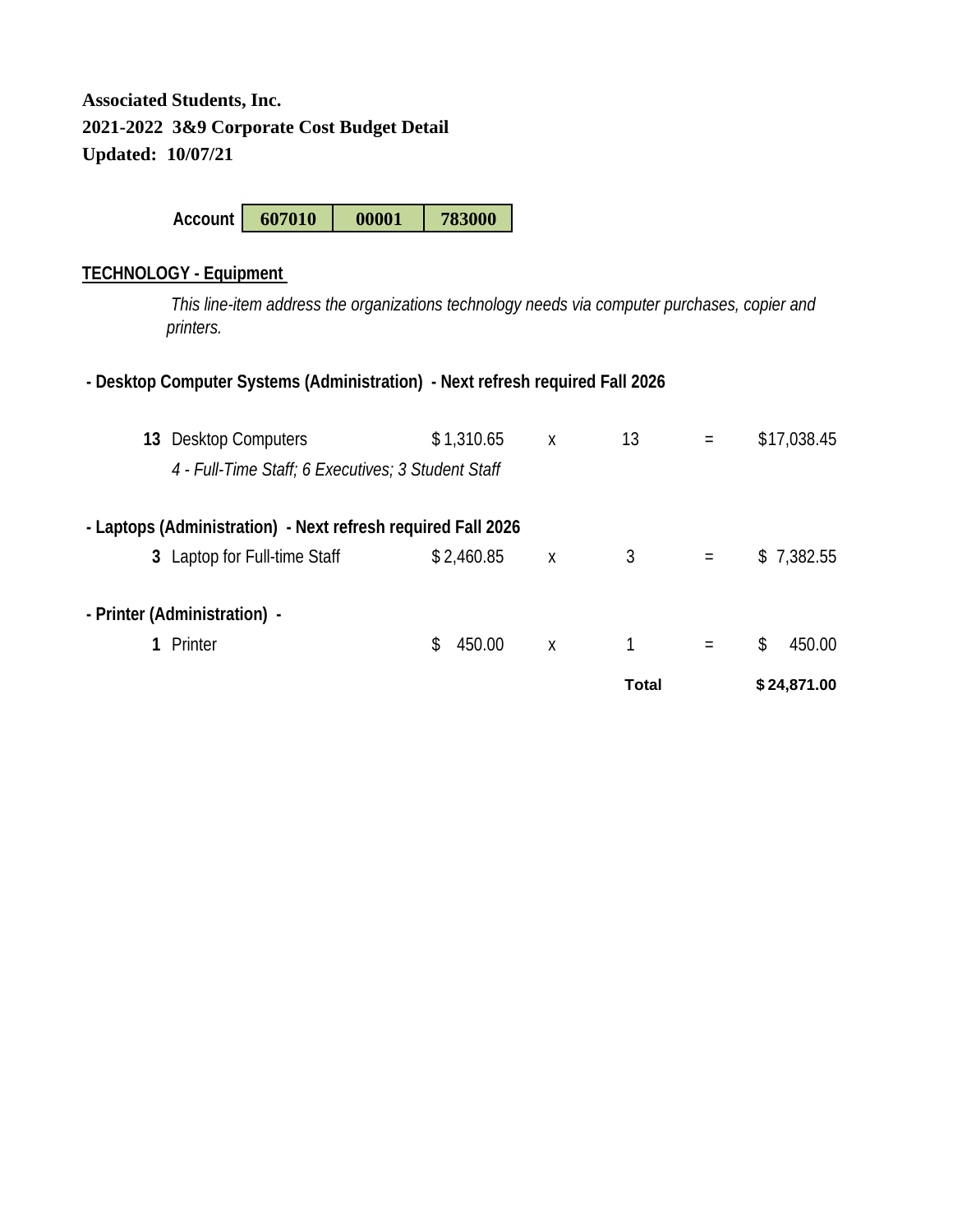**Associated Students, Inc.**
**2021-2022 3&9 Corporate Cost Budget Detail**
**Updated: 10/07/21**

| Account | 607010 | 00001 | 783000 |
|---|---|---|---|

**TECHNOLOGY - Equipment**

*This line-item address the organizations technology needs via computer purchases, copier and printers.*

| | | | | | | |
|---|---|---|---|---|---|---|
| **- Desktop Computer Systems (Administration) - Next refresh required Fall 2026** | | | | | | |
| **13** | Desktop Computers<br>*4 - Full-Time Staff; 6 Executives; 3 Student Staff* | $1,310.65 | x | 13 | = | $17,038.45 |
| **- Laptops (Administration) - Next refresh required Fall 2026** | | | | | | |
| **3** | Laptop for Full-time Staff | $2,460.85 | x | 3 | = | $7,382.55 |
| **- Printer (Administration) -** | | | | | | |
| **1** | Printer | $450.00 | x | 1 | = | $450.00 |
| | | | | **Total** | | **$24,871.00** |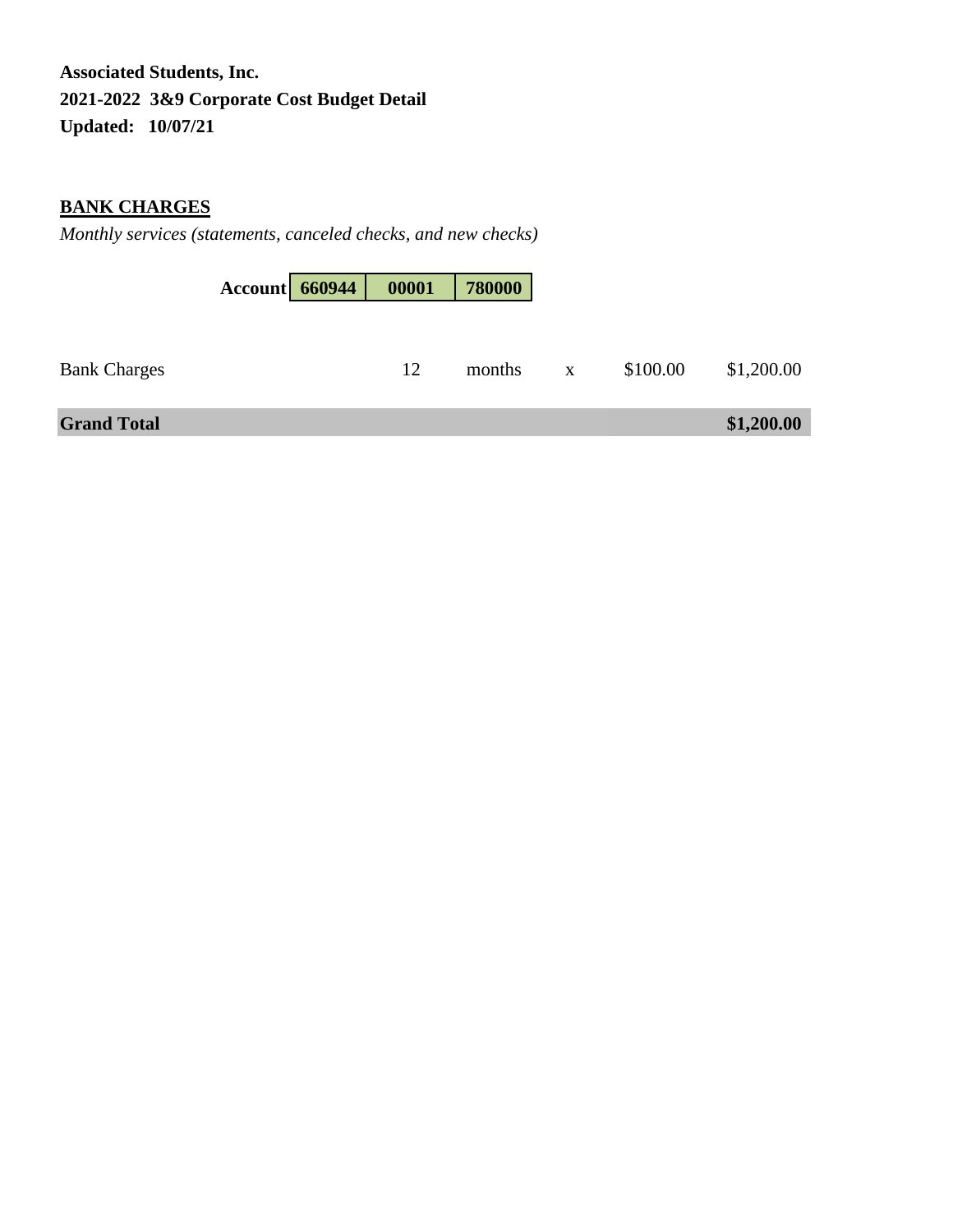**Associated Students, Inc.**
**2021-2022 3&9 Corporate Cost Budget Detail**
**Updated: 10/07/21**

## BANK CHARGES

*Monthly services (statements, canceled checks, and new checks)*

| Account | 660944 | 00001 | 780000 |
|---|---|---|---|

| | | | | | |
|---|---|---|---|---|---|
| Bank Charges | 12 | months | x | $100.00 | $1,200.00 |
| **Grand Total** | | | | | **$1,200.00** |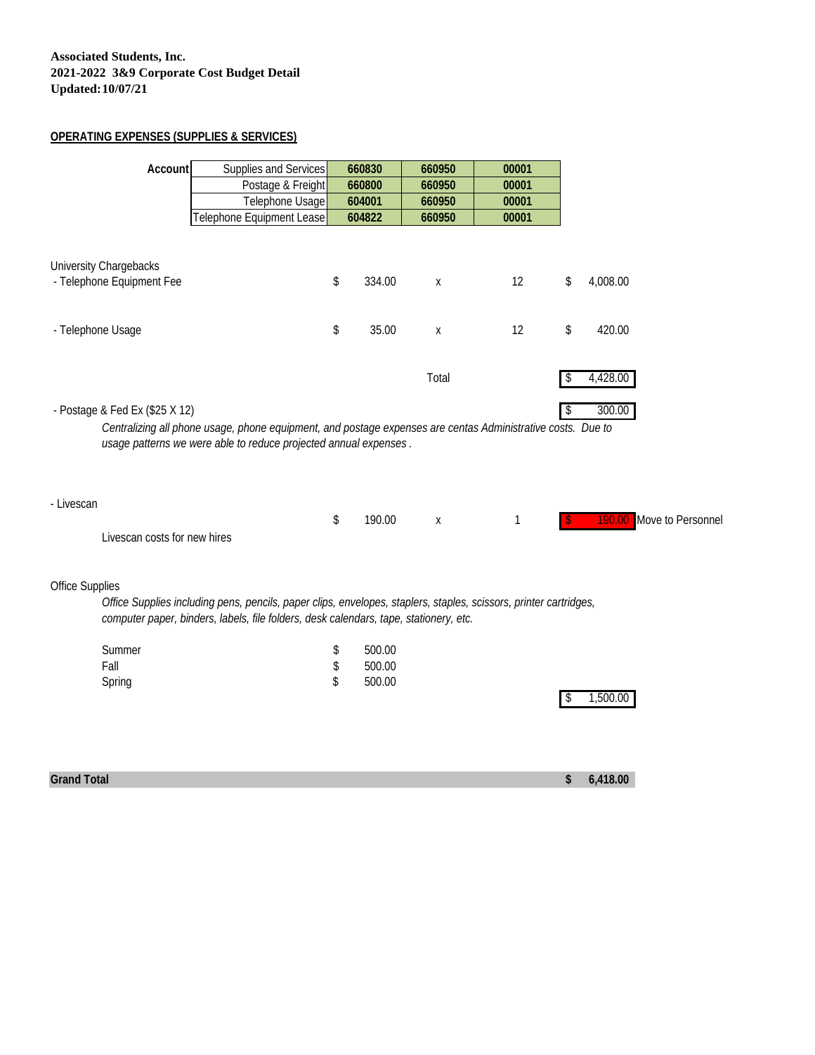**Associated Students, Inc.**
**2021-2022 3&9 Corporate Cost Budget Detail**
**Updated: 10/07/21**

**OPERATING EXPENSES (SUPPLIES & SERVICES)**

| Account | | | |
|---|---|---|---|
| Supplies and Services | 660830 | 660950 | 00001 |
| Postage & Freight | 660800 | 660950 | 00001 |
| Telephone Usage | 604001 | 660950 | 00001 |
| Telephone Equipment Lease | 604822 | 660950 | 00001 |

University Chargebacks

| | | | | |
|---|---|---|---|---|
| - Telephone Equipment Fee | $ 334.00 | x | 12 | $ 4,008.00 |
| - Telephone Usage | $ 35.00 | x | 12 | $ 420.00 |
| | | Total | | $ 4,428.00 |

- Postage & Fed Ex ($25 X 12) — $ 300.00

*Centralizing all phone usage, phone equipment, and postage expenses are centas Administrative costs. Due to usage patterns we were able to reduce projected annual expenses .*

- Livescan

| | | | | |
|---|---|---|---|---|
| Livescan costs for new hires | $ 190.00 | x | 1 | $ 190.00 Move to Personnel |

Office Supplies

*Office Supplies including pens, pencils, paper clips, envelopes, staplers, staples, scissors, printer cartridges, computer paper, binders, labels, file folders, desk calendars, tape, stationery, etc.*

| | | |
|---|---|---|
| Summer | $ 500.00 | |
| Fall | $ 500.00 | |
| Spring | $ 500.00 | |
| | | $ 1,500.00 |

**Grand Total** — **$ 6,418.00**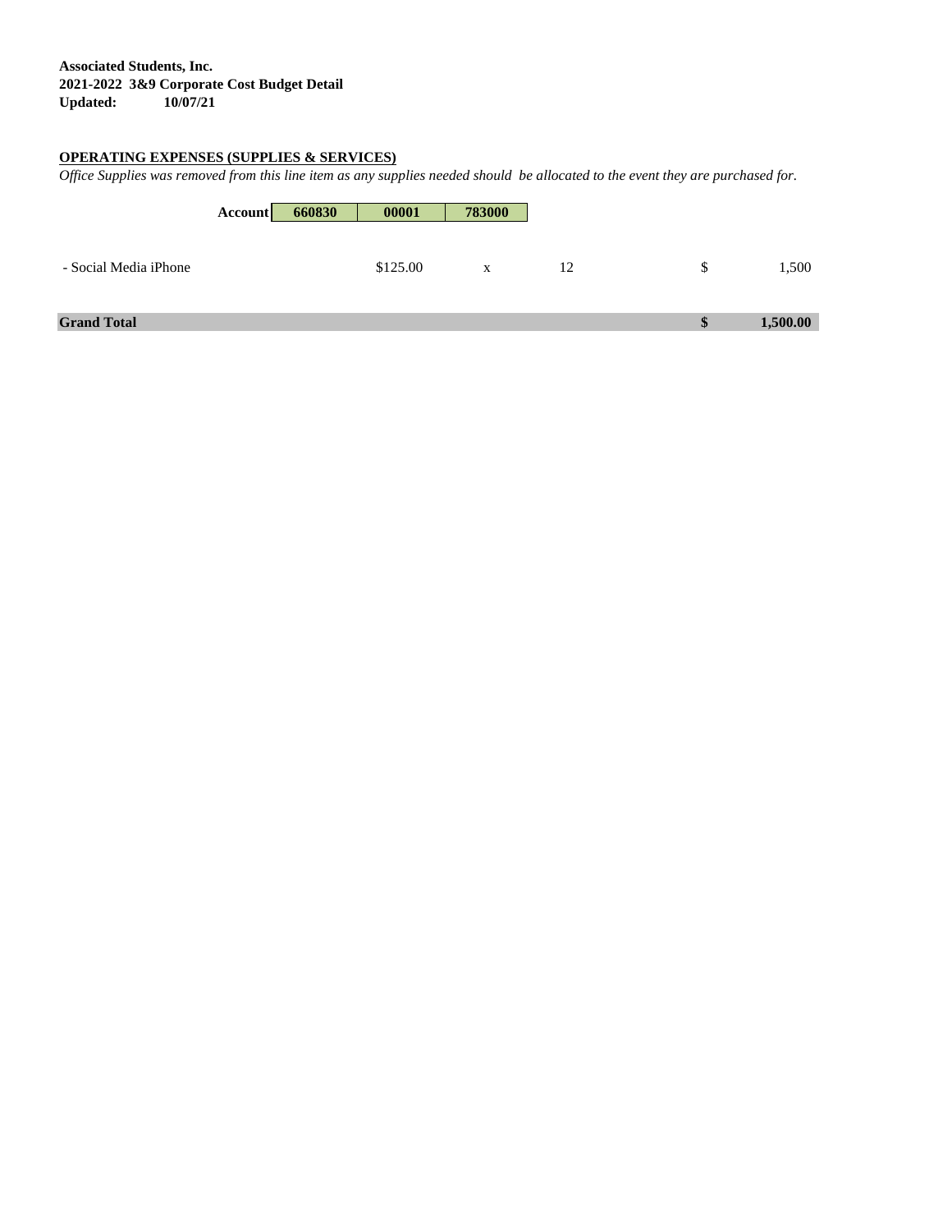**Associated Students, Inc.**
**2021-2022 3&9 Corporate Cost Budget Detail**
**Updated: 10/07/21**

**OPERATING EXPENSES (SUPPLIES & SERVICES)**

*Office Supplies was removed from this line item as any supplies needed should be allocated to the event they are purchased for.*

| | Account | 660830 | 00001 | 783000 | | |
|---|---|---|---|---|---|---|
| - Social Media iPhone | | | $125.00 | x | 12 | $ 1,500 |
| **Grand Total** | | | | | | **$ 1,500.00** |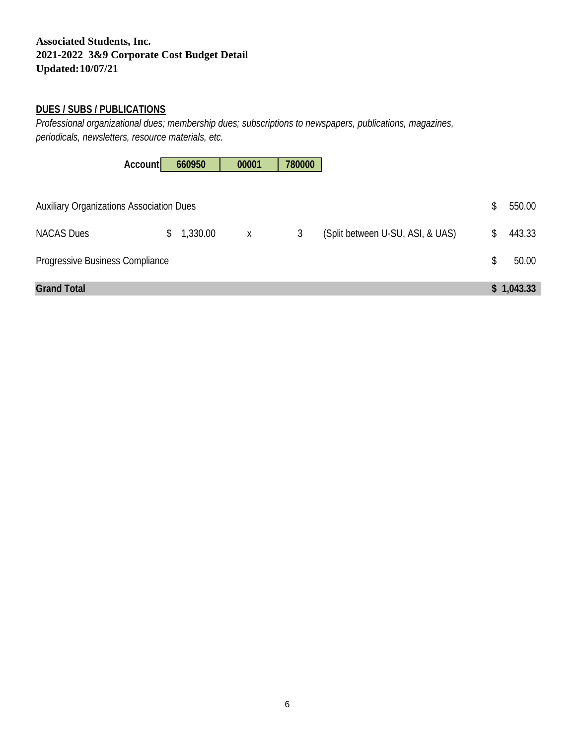**Associated Students, Inc.**
**2021-2022 3&9 Corporate Cost Budget Detail**
**Updated: 10/07/21**

**DUES / SUBS / PUBLICATIONS**

*Professional organizational dues; membership dues; subscriptions to newspapers, publications, magazines, periodicals, newsletters, resource materials, etc.*

| Account | 660950 | 00001 | 780000 |
|---|---|---|---|

| | | | | | |
|---|---|---|---|---|---|
| Auxiliary Organizations Association Dues | | | | | $ 550.00 |
| NACAS Dues | $ 1,330.00 | x | 3 | (Split between U-SU, ASI, & UAS) | $ 443.33 |
| Progressive Business Compliance | | | | | $ 50.00 |
| **Grand Total** | | | | | **$ 1,043.33** |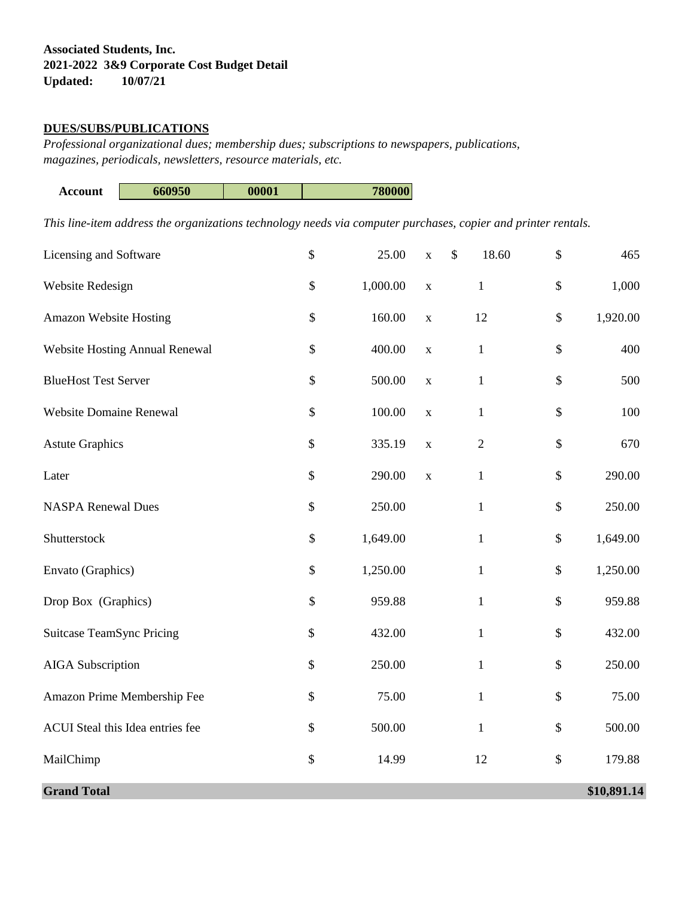**Associated Students, Inc.**
**2021-2022 3&9 Corporate Cost Budget Detail**
**Updated: 10/07/21**

**DUES/SUBS/PUBLICATIONS**

*Professional organizational dues; membership dues; subscriptions to newspapers, publications, magazines, periodicals, newsletters, resource materials, etc.*

| Account | 660950 | 00001 | 780000 |
|---|---|---|---|

*This line-item address the organizations technology needs via computer purchases, copier and printer rentals.*

| Item | | Unit Cost | | Quantity | | Total |
|---|---|---|---|---|---|---|
| Licensing and Software | $ | 25.00 | x | $ 18.60 | $ | 465 |
| Website Redesign | $ | 1,000.00 | x | 1 | $ | 1,000 |
| Amazon Website Hosting | $ | 160.00 | x | 12 | $ | 1,920.00 |
| Website Hosting Annual Renewal | $ | 400.00 | x | 1 | $ | 400 |
| BlueHost Test Server | $ | 500.00 | x | 1 | $ | 500 |
| Website Domaine Renewal | $ | 100.00 | x | 1 | $ | 100 |
| Astute Graphics | $ | 335.19 | x | 2 | $ | 670 |
| Later | $ | 290.00 | x | 1 | $ | 290.00 |
| NASPA Renewal Dues | $ | 250.00 | | 1 | $ | 250.00 |
| Shutterstock | $ | 1,649.00 | | 1 | $ | 1,649.00 |
| Envato (Graphics) | $ | 1,250.00 | | 1 | $ | 1,250.00 |
| Drop Box (Graphics) | $ | 959.88 | | 1 | $ | 959.88 |
| Suitcase TeamSync Pricing | $ | 432.00 | | 1 | $ | 432.00 |
| AIGA Subscription | $ | 250.00 | | 1 | $ | 250.00 |
| Amazon Prime Membership Fee | $ | 75.00 | | 1 | $ | 75.00 |
| ACUI Steal this Idea entries fee | $ | 500.00 | | 1 | $ | 500.00 |
| MailChimp | $ | 14.99 | | 12 | $ | 179.88 |
| **Grand Total** | | | | | | **$10,891.14** |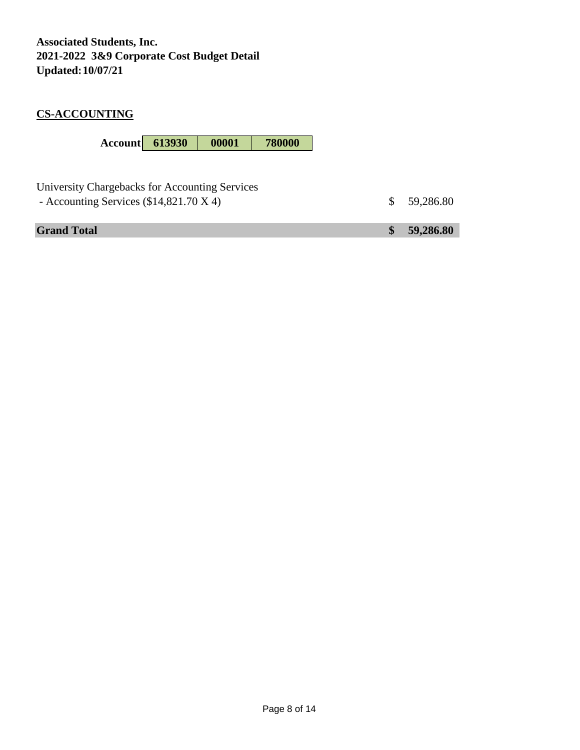**Associated Students, Inc.**
**2021-2022 3&9 Corporate Cost Budget Detail**
**Updated: 10/07/21**

## CS-ACCOUNTING

| Account | 613930 | 00001 | 780000 |
|---|---|---|---|

| | |
|---|---|
| University Chargebacks for Accounting Services | |
| - Accounting Services ($14,821.70 X 4) | $ 59,286.80 |
| **Grand Total** | **$ 59,286.80** |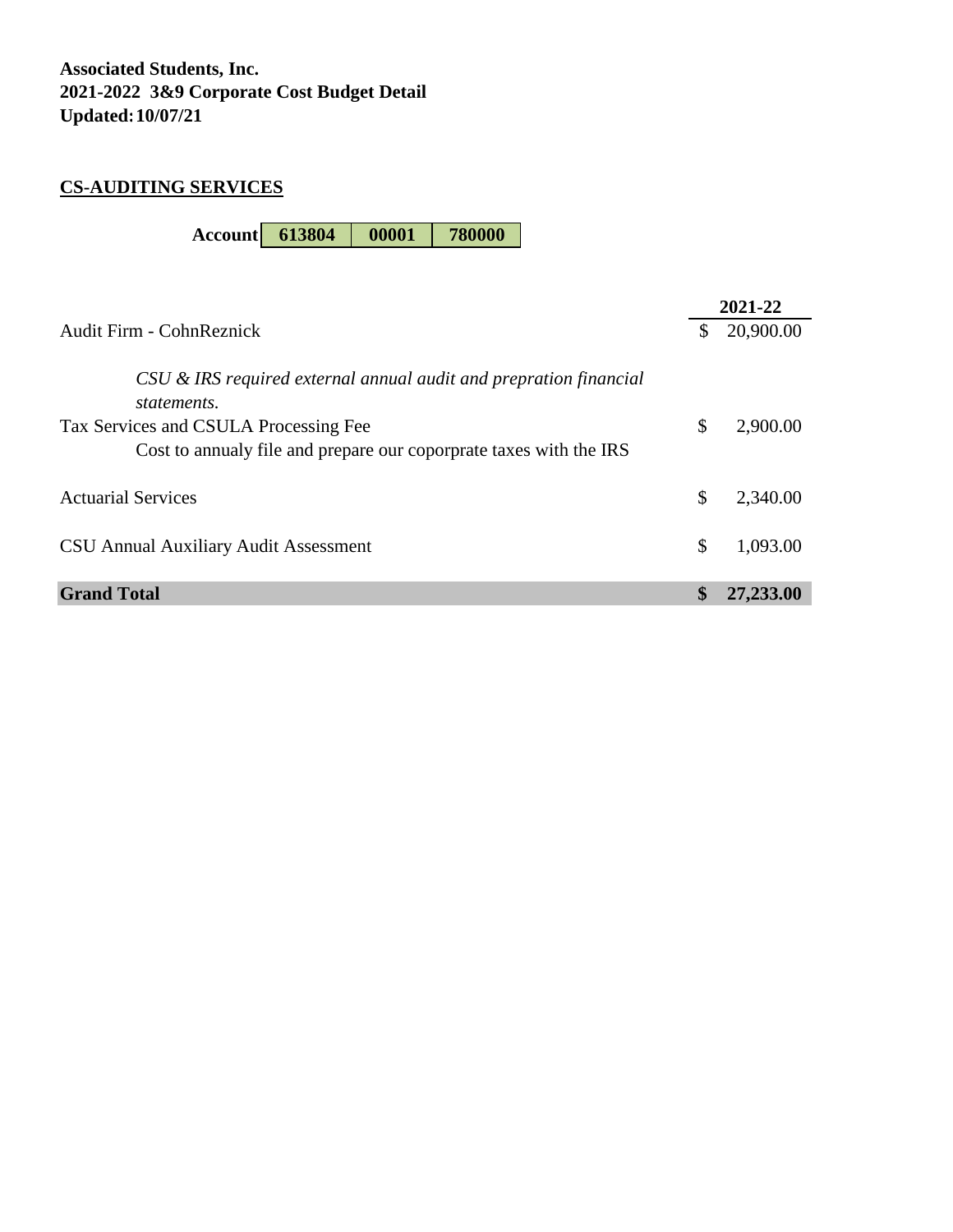**Associated Students, Inc.**
**2021-2022 3&9 Corporate Cost Budget Detail**
**Updated: 10/07/21**

**CS-AUDITING SERVICES**

**Account** | **613804** | **00001** | **780000** |

| | **2021-22** |
|---|---|
| Audit Firm - CohnReznick | $ 20,900.00 |
| *CSU & IRS required external annual audit and prepration financial statements.* | |
| Tax Services and CSULA Processing Fee | $ 2,900.00 |
| Cost to annualy file and prepare our coporprate taxes with the IRS | |
| Actuarial Services | $ 2,340.00 |
| CSU Annual Auxiliary Audit Assessment | $ 1,093.00 |
| **Grand Total** | **$ 27,233.00** |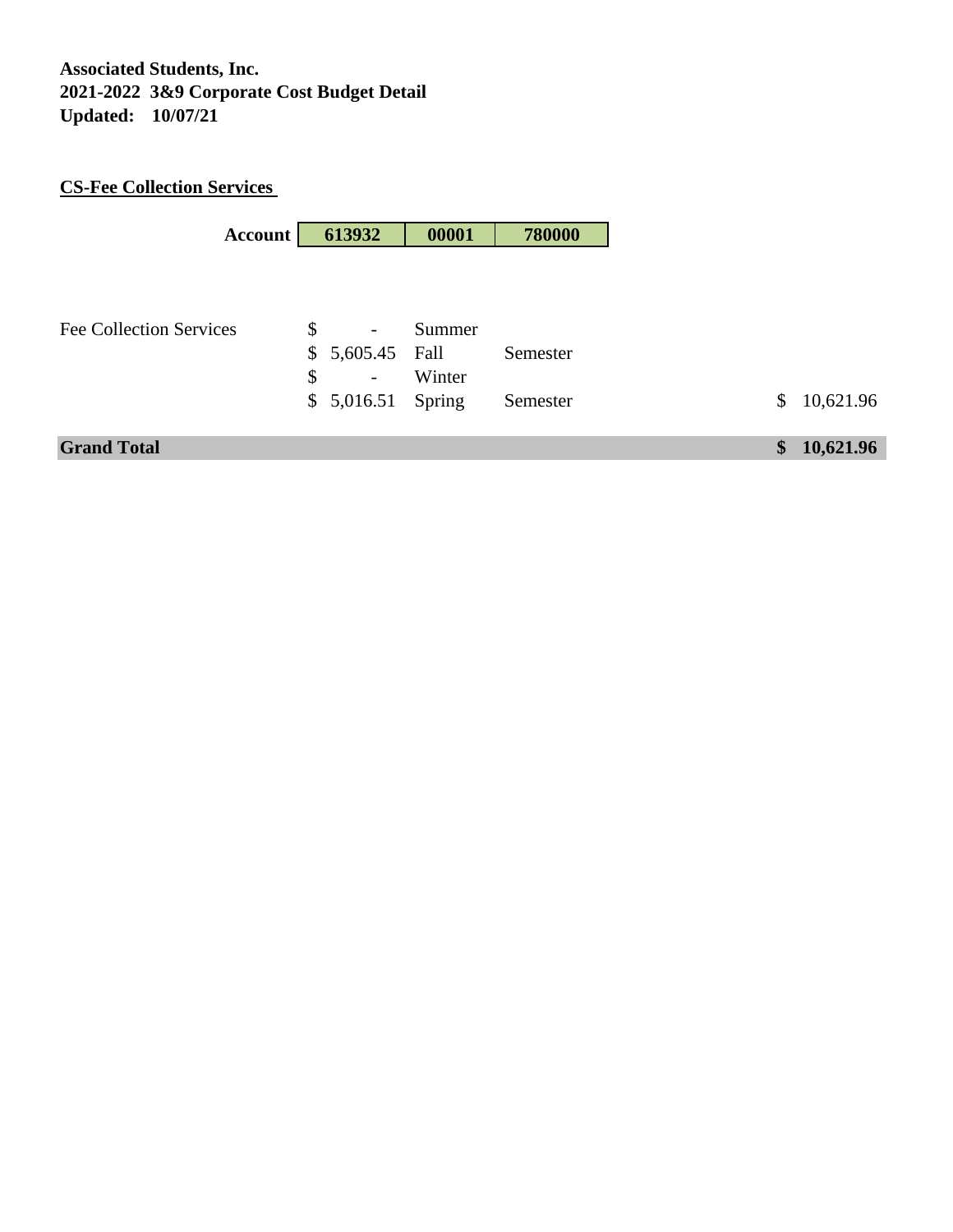**Associated Students, Inc.**
**2021-2022 3&9 Corporate Cost Budget Detail**
**Updated: 10/07/21**

**CS-Fee Collection Services**

| Account | 613932 | 00001 | 780000 |
|---|---|---|---|

| | | | | |
|---|---|---|---|---|
| Fee Collection Services | $ - | Summer | | |
| | $ 5,605.45 | Fall | Semester | |
| | $ - | Winter | | |
| | $ 5,016.51 | Spring | Semester | $ 10,621.96 |
| **Grand Total** | | | | **$ 10,621.96** |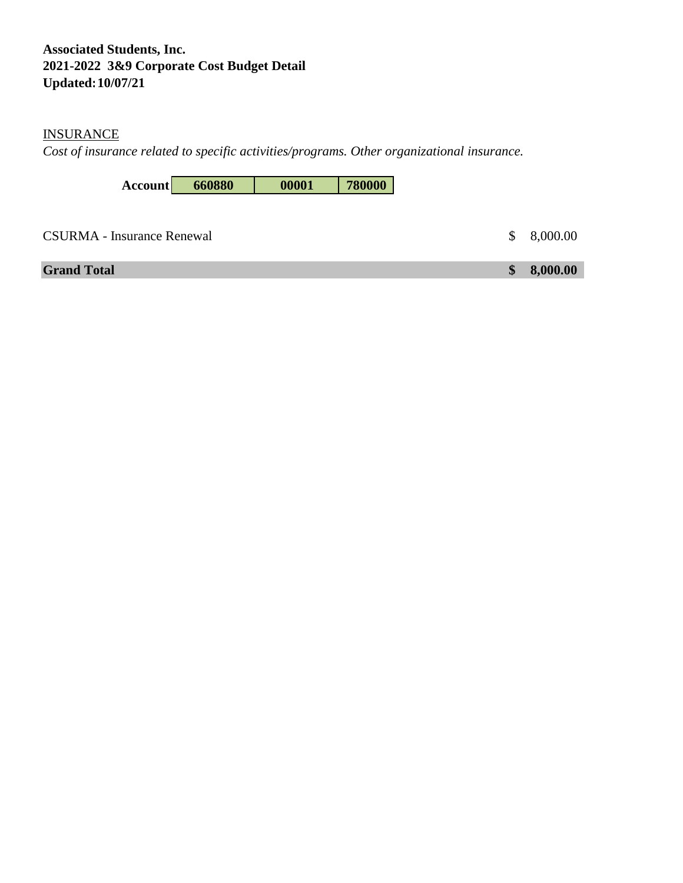**Associated Students, Inc.**
**2021-2022 3&9 Corporate Cost Budget Detail**
**Updated: 10/07/21**

<u>INSURANCE</u>

*Cost of insurance related to specific activities/programs. Other organizational insurance.*

| **Account** | **660880** | **00001** | **780000** |
|---|---|---|---|

| | |
|---|---|
| CSURMA - Insurance Renewal | $ 8,000.00 |
| **Grand Total** | **$ 8,000.00** |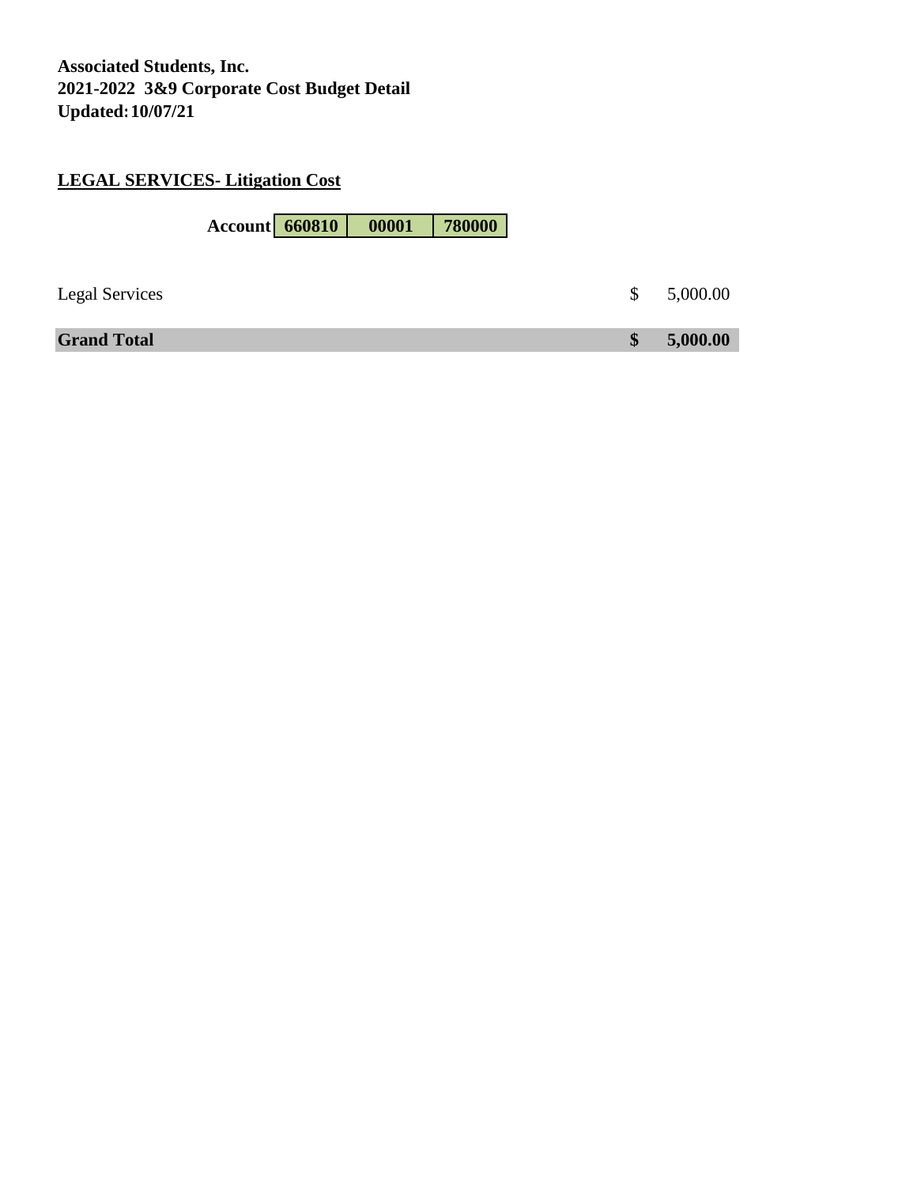**Associated Students, Inc.**
**2021-2022 3&9 Corporate Cost Budget Detail**
**Updated: 10/07/21**

## LEGAL SERVICES- Litigation Cost

| Account | 660810 | 00001 | 780000 |
|---|---|---|---|

| | | |
|---|---|---|
| Legal Services | $ | 5,000.00 |
| **Grand Total** | **$** | **5,000.00** |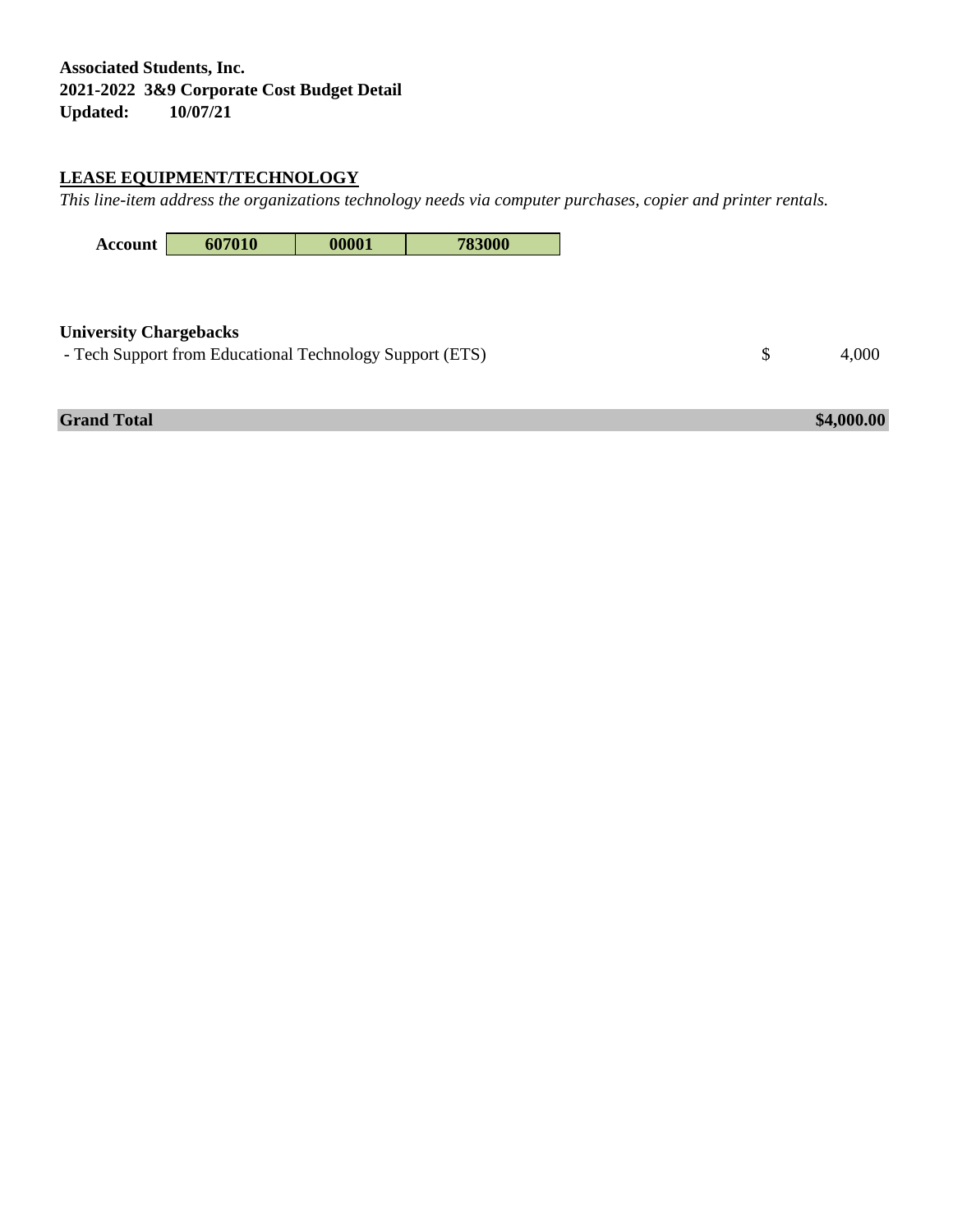**Associated Students, Inc.**
**2021-2022 3&9 Corporate Cost Budget Detail**
**Updated: 10/07/21**

## LEASE EQUIPMENT/TECHNOLOGY

*This line-item address the organizations technology needs via computer purchases, copier and printer rentals.*

| Account | 607010 | 00001 | 783000 |
|---|---|---|---|

**University Chargebacks**

| | | |
|---|---|---|
| - Tech Support from Educational Technology Support (ETS) | $ | 4,000 |
| **Grand Total** | | **$4,000.00** |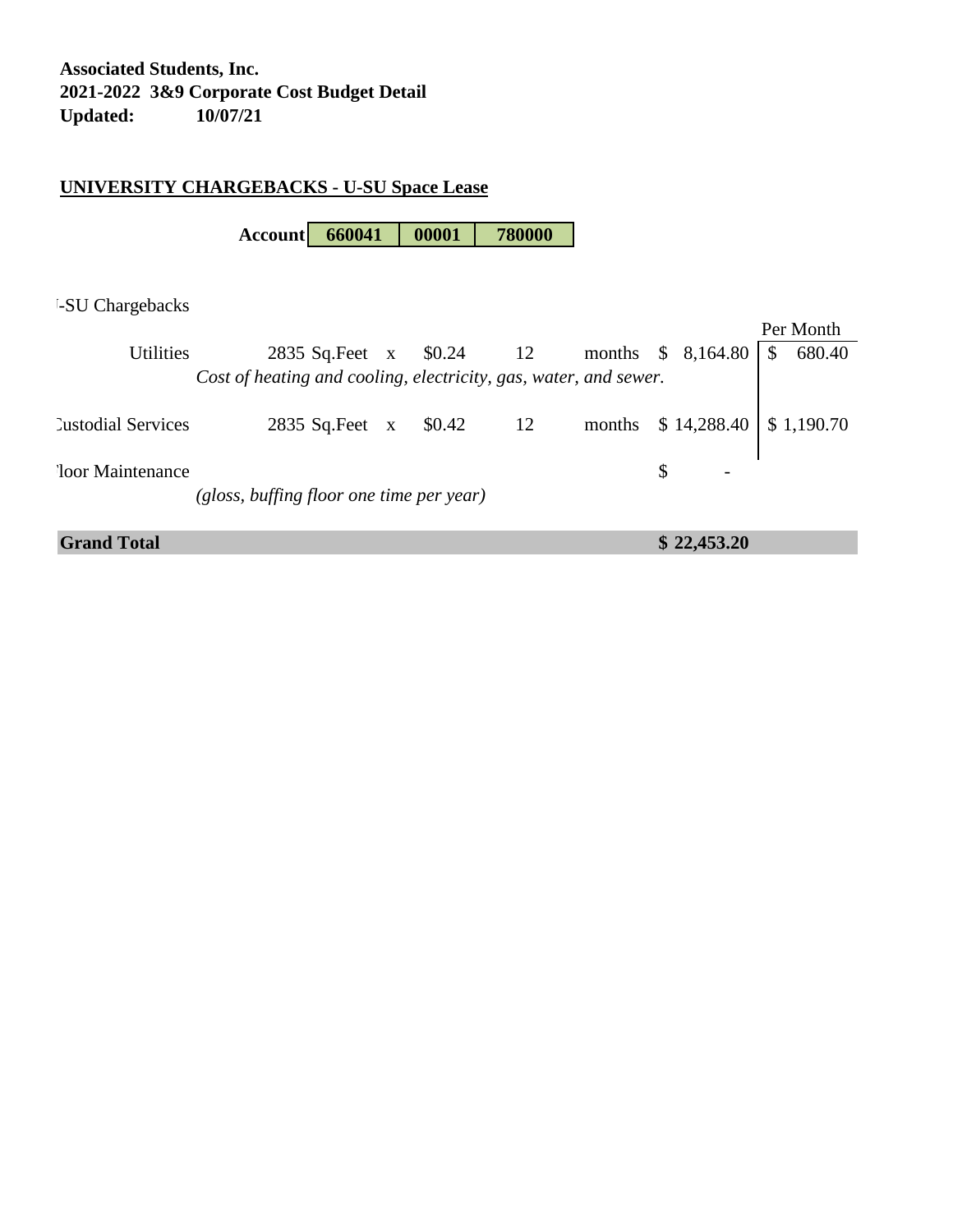**Associated Students, Inc.**
**2021-2022 3&9 Corporate Cost Budget Detail**
**Updated: 10/07/21**

**UNIVERSITY CHARGEBACKS - U-SU Space Lease**

| Account | 660041 | 00001 | 780000 |
|---|---|---|---|

U-SU Chargebacks

| | | | | | | | | Per Month |
|---|---|---|---|---|---|---|---|---|
| Utilities | 2835 Sq.Feet | x | $0.24 | 12 | months | $ 8,164.80 | | $ 680.40 |
| | *Cost of heating and cooling, electricity, gas, water, and sewer.* | | | | | | | |
| Custodial Services | 2835 Sq.Feet | x | $0.42 | 12 | months | $ 14,288.40 | | $ 1,190.70 |
| Floor Maintenance | | | | | | $ - | | |
| | *(gloss, buffing floor one time per year)* | | | | | | | |
| **Grand Total** | | | | | | **$ 22,453.20** | | |